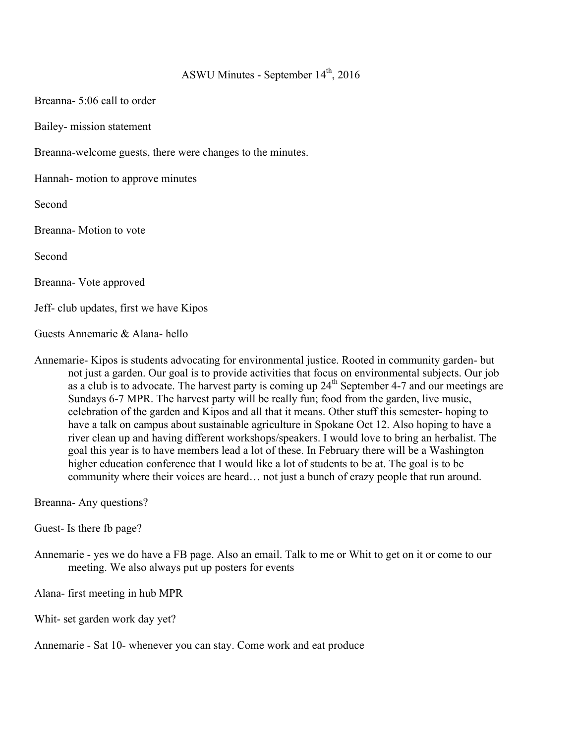# ASWU Minutes - September 14th, 2016

Breanna- 5:06 call to order

Bailey- mission statement

Breanna-welcome guests, there were changes to the minutes.

Hannah- motion to approve minutes

Second

Breanna- Motion to vote

Second

Breanna- Vote approved

Jeff- club updates, first we have Kipos

Guests Annemarie & Alana- hello

Annemarie- Kipos is students advocating for environmental justice. Rooted in community garden- but not just a garden. Our goal is to provide activities that focus on environmental subjects. Our job as a club is to advocate. The harvest party is coming up 24th September 4-7 and our meetings are Sundays 6-7 MPR. The harvest party will be really fun; food from the garden, live music, celebration of the garden and Kipos and all that it means. Other stuff this semester- hoping to have a talk on campus about sustainable agriculture in Spokane Oct 12. Also hoping to have a river clean up and having different workshops/speakers. I would love to bring an herbalist. The goal this year is to have members lead a lot of these. In February there will be a Washington higher education conference that I would like a lot of students to be at. The goal is to be community where their voices are heard… not just a bunch of crazy people that run around.

Breanna- Any questions?

Guest- Is there fb page?

Annemarie - yes we do have a FB page. Also an email. Talk to me or Whit to get on it or come to our meeting. We also always put up posters for events

Alana- first meeting in hub MPR

Whit- set garden work day yet?

Annemarie - Sat 10- whenever you can stay. Come work and eat produce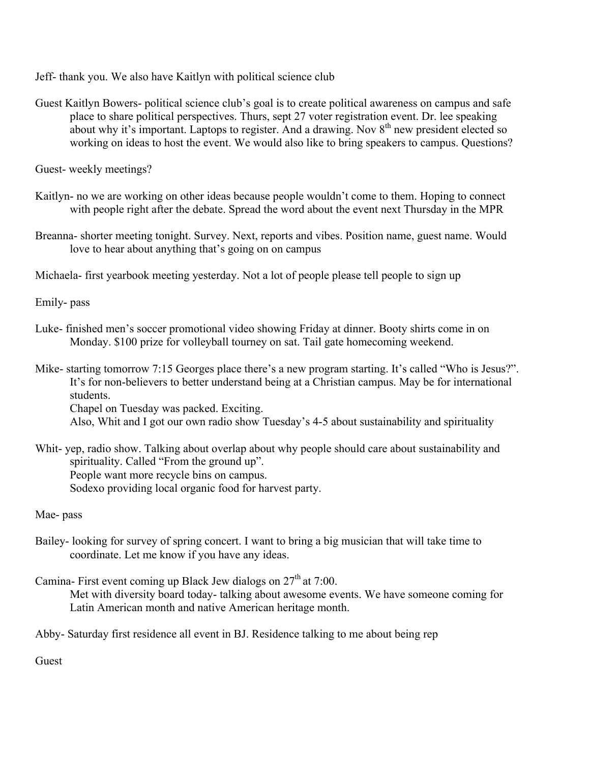Jeff- thank you. We also have Kaitlyn with political science club

Guest Kaitlyn Bowers- political science club's goal is to create political awareness on campus and safe place to share political perspectives. Thurs, sept 27 voter registration event. Dr. lee speaking about why it's important. Laptops to register. And a drawing. Nov 8th new president elected so working on ideas to host the event. We would also like to bring speakers to campus. Questions?

Guest- weekly meetings?

Kaitlyn- no we are working on other ideas because people wouldn't come to them. Hoping to connect with people right after the debate. Spread the word about the event next Thursday in the MPR

Breanna- shorter meeting tonight. Survey. Next, reports and vibes. Position name, guest name. Would love to hear about anything that's going on on campus

Michaela- first yearbook meeting yesterday. Not a lot of people please tell people to sign up

Emily- pass

Luke- finished men's soccer promotional video showing Friday at dinner. Booty shirts come in on Monday. $100 prize for volleyball tourney on sat. Tail gate homecoming weekend.

Mike- starting tomorrow 7:15 Georges place there's a new program starting. It's called "Who is Jesus?". It's for non-believers to better understand being at a Christian campus. May be for international students.
Chapel on Tuesday was packed. Exciting.
Also, Whit and I got our own radio show Tuesday's 4-5 about sustainability and spirituality

Whit- yep, radio show. Talking about overlap about why people should care about sustainability and spirituality. Called "From the ground up".
People want more recycle bins on campus.
Sodexo providing local organic food for harvest party.

Mae- pass

Bailey- looking for survey of spring concert. I want to bring a big musician that will take time to coordinate. Let me know if you have any ideas.

Camina- First event coming up Black Jew dialogs on 27th at 7:00.
Met with diversity board today- talking about awesome events. We have someone coming for Latin American month and native American heritage month.

Abby- Saturday first residence all event in BJ. Residence talking to me about being rep

Guest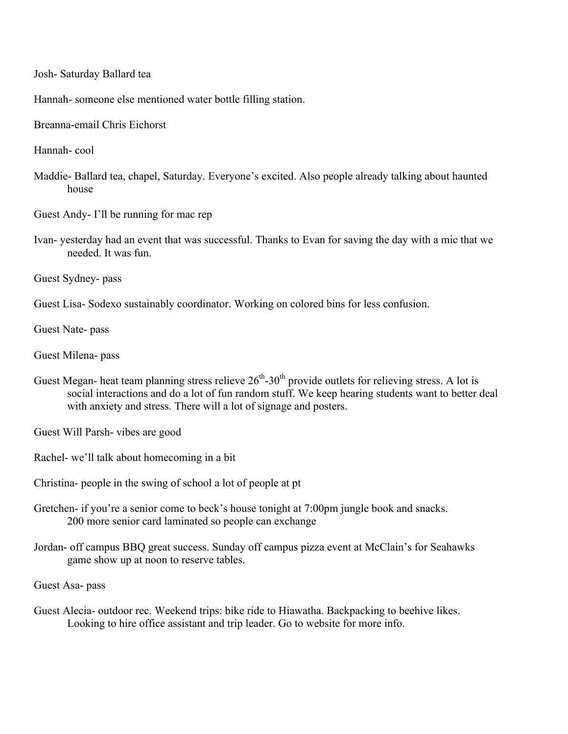Josh- Saturday Ballard tea

Hannah- someone else mentioned water bottle filling station.

Breanna-email Chris Eichorst

Hannah- cool

Maddie- Ballard tea, chapel, Saturday. Everyone's excited. Also people already talking about haunted house

Guest Andy- I'll be running for mac rep

Ivan- yesterday had an event that was successful. Thanks to Evan for saving the day with a mic that we needed. It was fun.

Guest Sydney- pass

Guest Lisa- Sodexo sustainably coordinator. Working on colored bins for less confusion.

Guest Nate- pass

Guest Milena- pass

Guest Megan- heat team planning stress relieve 26th-30th provide outlets for relieving stress. A lot is social interactions and do a lot of fun random stuff. We keep hearing students want to better deal with anxiety and stress. There will a lot of signage and posters.

Guest Will Parsh- vibes are good

Rachel- we'll talk about homecoming in a bit

Christina- people in the swing of school a lot of people at pt

Gretchen- if you're a senior come to beck's house tonight at 7:00pm jungle book and snacks. 200 more senior card laminated so people can exchange

Jordan- off campus BBQ great success. Sunday off campus pizza event at McClain's for Seahawks game show up at noon to reserve tables.

Guest Asa- pass

Guest Alecia- outdoor rec. Weekend trips: bike ride to Hiawatha. Backpacking to beehive likes. Looking to hire office assistant and trip leader. Go to website for more info.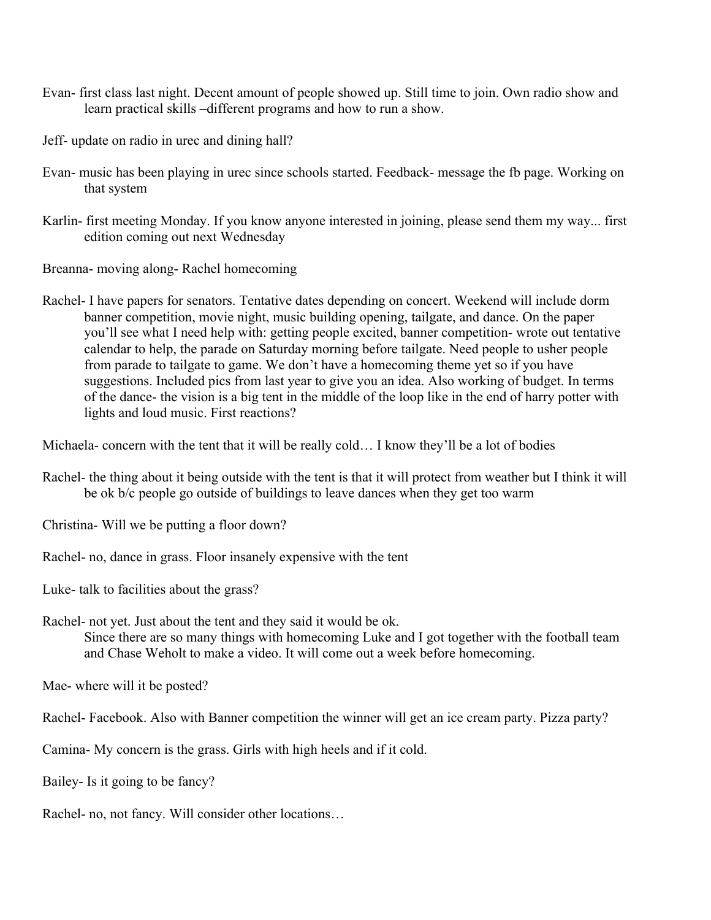Evan- first class last night. Decent amount of people showed up. Still time to join. Own radio show and learn practical skills –different programs and how to run a show.

Jeff- update on radio in urec and dining hall?

Evan- music has been playing in urec since schools started. Feedback- message the fb page. Working on that system

Karlin- first meeting Monday. If you know anyone interested in joining, please send them my way... first edition coming out next Wednesday

Breanna- moving along- Rachel homecoming

Rachel- I have papers for senators. Tentative dates depending on concert. Weekend will include dorm banner competition, movie night, music building opening, tailgate, and dance. On the paper you'll see what I need help with: getting people excited, banner competition- wrote out tentative calendar to help, the parade on Saturday morning before tailgate. Need people to usher people from parade to tailgate to game. We don't have a homecoming theme yet so if you have suggestions. Included pics from last year to give you an idea. Also working of budget. In terms of the dance- the vision is a big tent in the middle of the loop like in the end of harry potter with lights and loud music. First reactions?

Michaela- concern with the tent that it will be really cold… I know they'll be a lot of bodies

Rachel- the thing about it being outside with the tent is that it will protect from weather but I think it will be ok b/c people go outside of buildings to leave dances when they get too warm

Christina- Will we be putting a floor down?

Rachel- no, dance in grass. Floor insanely expensive with the tent

Luke- talk to facilities about the grass?

Rachel- not yet. Just about the tent and they said it would be ok.
Since there are so many things with homecoming Luke and I got together with the football team and Chase Weholt to make a video. It will come out a week before homecoming.

Mae- where will it be posted?

Rachel- Facebook. Also with Banner competition the winner will get an ice cream party. Pizza party?

Camina- My concern is the grass. Girls with high heels and if it cold.

Bailey- Is it going to be fancy?

Rachel- no, not fancy. Will consider other locations…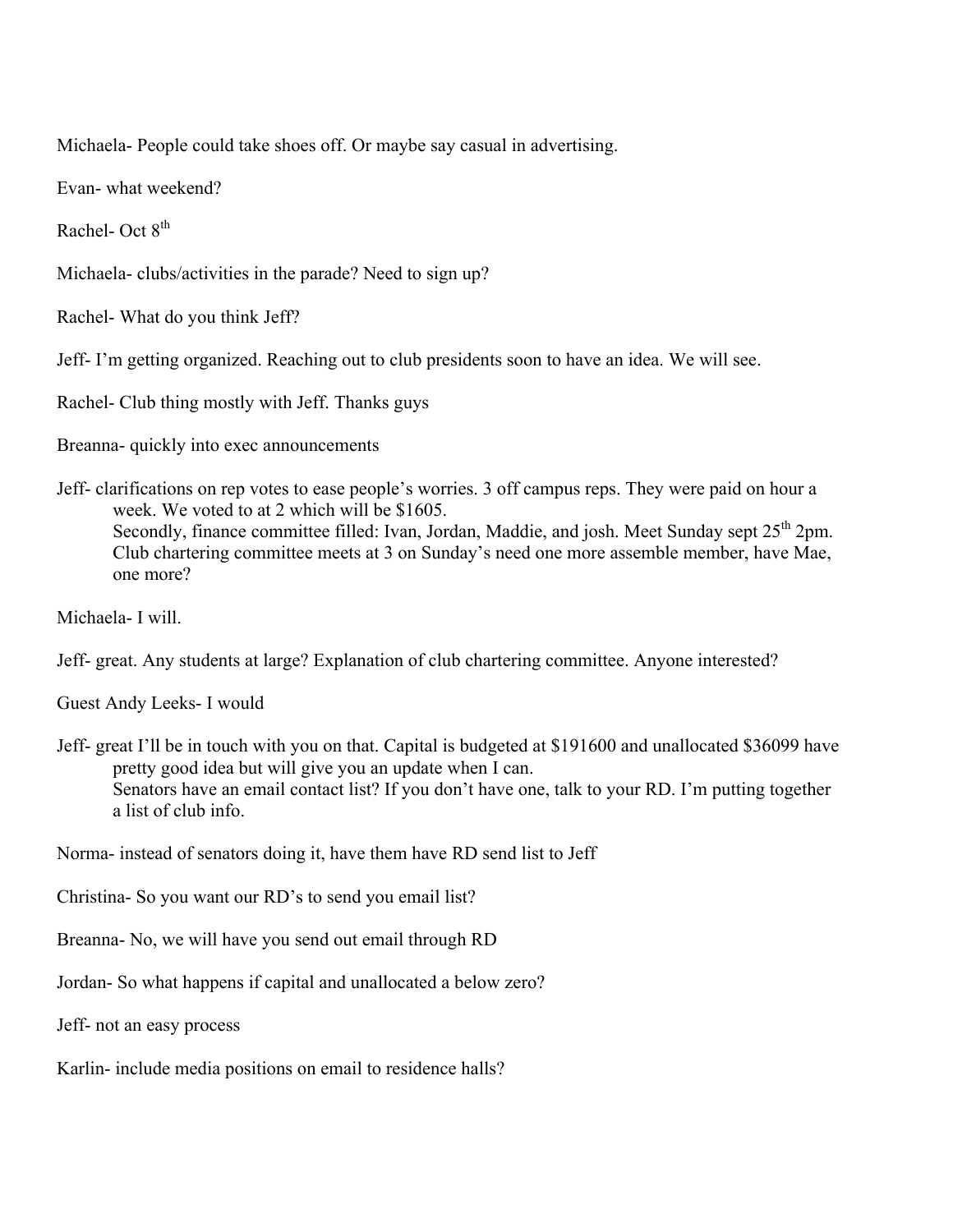Michaela- People could take shoes off. Or maybe say casual in advertising.

Evan- what weekend?

Rachel- Oct 8th

Michaela- clubs/activities in the parade? Need to sign up?

Rachel- What do you think Jeff?

Jeff- I'm getting organized. Reaching out to club presidents soon to have an idea. We will see.

Rachel- Club thing mostly with Jeff. Thanks guys

Breanna- quickly into exec announcements

Jeff- clarifications on rep votes to ease people's worries. 3 off campus reps. They were paid on hour a week. We voted to at 2 which will be $1605.
Secondly, finance committee filled: Ivan, Jordan, Maddie, and josh. Meet Sunday sept 25th 2pm.
Club chartering committee meets at 3 on Sunday's need one more assemble member, have Mae, one more?

Michaela- I will.

Jeff- great. Any students at large? Explanation of club chartering committee. Anyone interested?

Guest Andy Leeks- I would

Jeff- great I'll be in touch with you on that. Capital is budgeted at $191600 and unallocated $36099 have pretty good idea but will give you an update when I can.
Senators have an email contact list? If you don't have one, talk to your RD. I'm putting together a list of club info.

Norma- instead of senators doing it, have them have RD send list to Jeff

Christina- So you want our RD's to send you email list?

Breanna- No, we will have you send out email through RD

Jordan- So what happens if capital and unallocated a below zero?

Jeff- not an easy process

Karlin- include media positions on email to residence halls?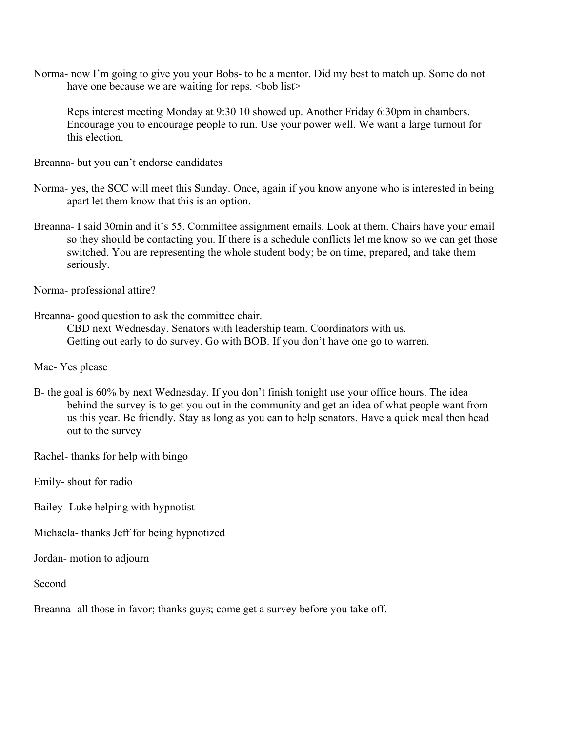Norma- now I'm going to give you your Bobs- to be a mentor. Did my best to match up. Some do not have one because we are waiting for reps. <bob list>

Reps interest meeting Monday at 9:30 10 showed up. Another Friday 6:30pm in chambers. Encourage you to encourage people to run. Use your power well. We want a large turnout for this election.

Breanna- but you can't endorse candidates

Norma- yes, the SCC will meet this Sunday. Once, again if you know anyone who is interested in being apart let them know that this is an option.

Breanna- I said 30min and it's 55. Committee assignment emails. Look at them. Chairs have your email so they should be contacting you. If there is a schedule conflicts let me know so we can get those switched. You are representing the whole student body; be on time, prepared, and take them seriously.

Norma- professional attire?

Breanna- good question to ask the committee chair.

CBD next Wednesday. Senators with leadership team. Coordinators with us.
Getting out early to do survey. Go with BOB. If you don't have one go to warren.

Mae- Yes please

B- the goal is 60% by next Wednesday. If you don't finish tonight use your office hours. The idea behind the survey is to get you out in the community and get an idea of what people want from us this year. Be friendly. Stay as long as you can to help senators. Have a quick meal then head out to the survey

Rachel- thanks for help with bingo

Emily- shout for radio

Bailey- Luke helping with hypnotist

Michaela- thanks Jeff for being hypnotized

Jordan- motion to adjourn

Second

Breanna- all those in favor; thanks guys; come get a survey before you take off.